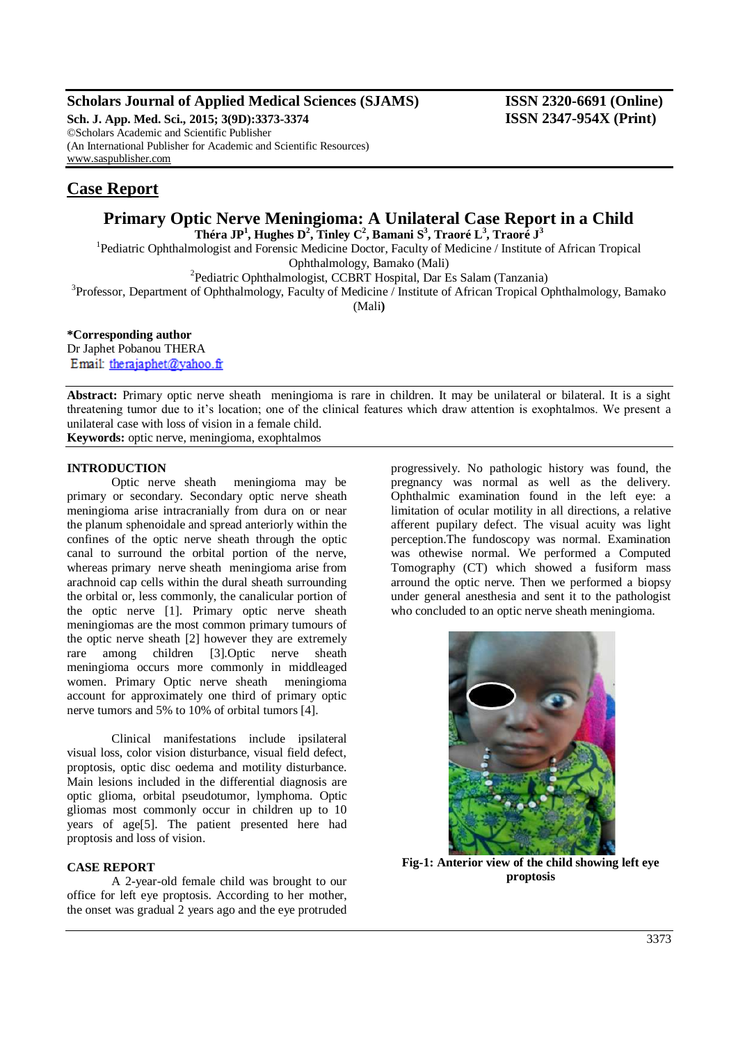# Case Report

## Primary Optic Nerve Meningioma: A Unilateral Case Report in a Child

**Théra JP[1], Hughes D[2], Tinley C[2], Bamani S[3], Traoré L[3], Traoré J[3]**

[1]Pediatric Ophthalmologist and Forensic Medicine Doctor, Faculty of Medicine / Institute of African Tropical Ophthalmology, Bamako (Mali)

[2]Pediatric Ophthalmologist, CCBRT Hospital, Dar Es Salam (Tanzania)

[3]Professor, Department of Ophthalmology, Faculty of Medicine / Institute of African Tropical Ophthalmology, Bamako (Mali)

**\*Corresponding author**
Dr Japhet Pobanou THERA
Email: therajaphet@yahoo.fr

**Abstract:** Primary optic nerve sheath meningioma is rare in children. It may be unilateral or bilateral. It is a sight threatening tumor due to it's location; one of the clinical features which draw attention is exophtalmos. We present a unilateral case with loss of vision in a female child.

**Keywords:** optic nerve, meningioma, exophtalmos

### INTRODUCTION

Optic nerve sheath meningioma may be primary or secondary. Secondary optic nerve sheath meningioma arise intracranially from dura on or near the planum sphenoidale and spread anteriorly within the confines of the optic nerve sheath through the optic canal to surround the orbital portion of the nerve, whereas primary nerve sheath meningioma arise from arachnoid cap cells within the dural sheath surrounding the orbital or, less commonly, the canalicular portion of the optic nerve [1]. Primary optic nerve sheath meningiomas are the most common primary tumours of the optic nerve sheath [2] however they are extremely rare among children [3].Optic nerve sheath meningioma occurs more commonly in middleaged women. Primary Optic nerve sheath meningioma account for approximately one third of primary optic nerve tumors and 5% to 10% of orbital tumors [4].

Clinical manifestations include ipsilateral visual loss, color vision disturbance, visual field defect, proptosis, optic disc oedema and motility disturbance. Main lesions included in the differential diagnosis are optic glioma, orbital pseudotumor, lymphoma. Optic gliomas most commonly occur in children up to 10 years of age[5]. The patient presented here had proptosis and loss of vision.

### CASE REPORT

A 2-year-old female child was brought to our office for left eye proptosis. According to her mother, the onset was gradual 2 years ago and the eye protruded progressively. No pathologic history was found, the pregnancy was normal as well as the delivery. Ophthalmic examination found in the left eye: a limitation of ocular motility in all directions, a relative afferent pupilary defect. The visual acuity was light perception.The fundoscopy was normal. Examination was othewise normal. We performed a Computed Tomography (CT) which showed a fusiform mass arround the optic nerve. Then we performed a biopsy under general anesthesia and sent it to the pathologist who concluded to an optic nerve sheath meningioma.

**Fig-1: Anterior view of the child showing left eye proptosis**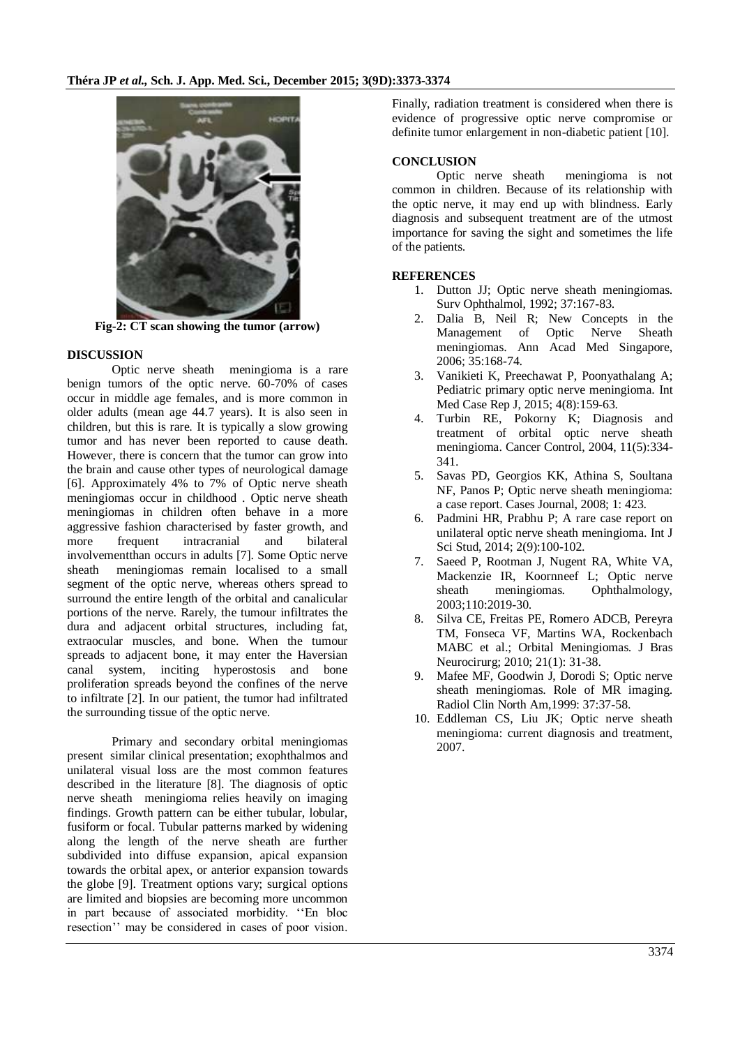Fig-2: CT scan showing the tumor (arrow)

## DISCUSSION

Optic nerve sheath meningioma is a rare benign tumors of the optic nerve. 60-70% of cases occur in middle age females, and is more common in older adults (mean age 44.7 years). It is also seen in children, but this is rare. It is typically a slow growing tumor and has never been reported to cause death. However, there is concern that the tumor can grow into the brain and cause other types of neurological damage [6]. Approximately 4% to 7% of Optic nerve sheath meningiomas occur in childhood . Optic nerve sheath meningiomas in children often behave in a more aggressive fashion characterised by faster growth, and more frequent intracranial and bilateral involvementthan occurs in adults [7]. Some Optic nerve sheath meningiomas remain localised to a small segment of the optic nerve, whereas others spread to surround the entire length of the orbital and canalicular portions of the nerve. Rarely, the tumour infiltrates the dura and adjacent orbital structures, including fat, extraocular muscles, and bone. When the tumour spreads to adjacent bone, it may enter the Haversian canal system, inciting hyperostosis and bone proliferation spreads beyond the confines of the nerve to infiltrate [2]. In our patient, the tumor had infiltrated the surrounding tissue of the optic nerve.

Primary and secondary orbital meningiomas present similar clinical presentation; exophthalmos and unilateral visual loss are the most common features described in the literature [8]. The diagnosis of optic nerve sheath meningioma relies heavily on imaging findings. Growth pattern can be either tubular, lobular, fusiform or focal. Tubular patterns marked by widening along the length of the nerve sheath are further subdivided into diffuse expansion, apical expansion towards the orbital apex, or anterior expansion towards the globe [9]. Treatment options vary; surgical options are limited and biopsies are becoming more uncommon in part because of associated morbidity. ''En bloc resection'' may be considered in cases of poor vision. Finally, radiation treatment is considered when there is evidence of progressive optic nerve compromise or definite tumor enlargement in non-diabetic patient [10].

## CONCLUSION

Optic nerve sheath meningioma is not common in children. Because of its relationship with the optic nerve, it may end up with blindness. Early diagnosis and subsequent treatment are of the utmost importance for saving the sight and sometimes the life of the patients.

## REFERENCES

1. Dutton JJ; Optic nerve sheath meningiomas. Surv Ophthalmol, 1992; 37:167-83.
2. Dalia B, Neil R; New Concepts in the Management of Optic Nerve Sheath meningiomas. Ann Acad Med Singapore, 2006; 35:168-74.
3. Vanikieti K, Preechawat P, Poonyathalang A; Pediatric primary optic nerve meningioma. Int Med Case Rep J, 2015; 4(8):159-63.
4. Turbin RE, Pokorny K; Diagnosis and treatment of orbital optic nerve sheath meningioma. Cancer Control, 2004, 11(5):334-341.
5. Savas PD, Georgios KK, Athina S, Soultana NF, Panos P; Optic nerve sheath meningioma: a case report. Cases Journal, 2008; 1: 423.
6. Padmini HR, Prabhu P; A rare case report on unilateral optic nerve sheath meningioma. Int J Sci Stud, 2014; 2(9):100-102.
7. Saeed P, Rootman J, Nugent RA, White VA, Mackenzie IR, Koornneef L; Optic nerve sheath meningiomas. Ophthalmology, 2003;110:2019-30.
8. Silva CE, Freitas PE, Romero ADCB, Pereyra TM, Fonseca VF, Martins WA, Rockenbach MABC et al.; Orbital Meningiomas. J Bras Neurocirurg; 2010; 21(1): 31-38.
9. Mafee MF, Goodwin J, Dorodi S; Optic nerve sheath meningiomas. Role of MR imaging. Radiol Clin North Am,1999: 37:37-58.
10. Eddleman CS, Liu JK; Optic nerve sheath meningioma: current diagnosis and treatment, 2007.